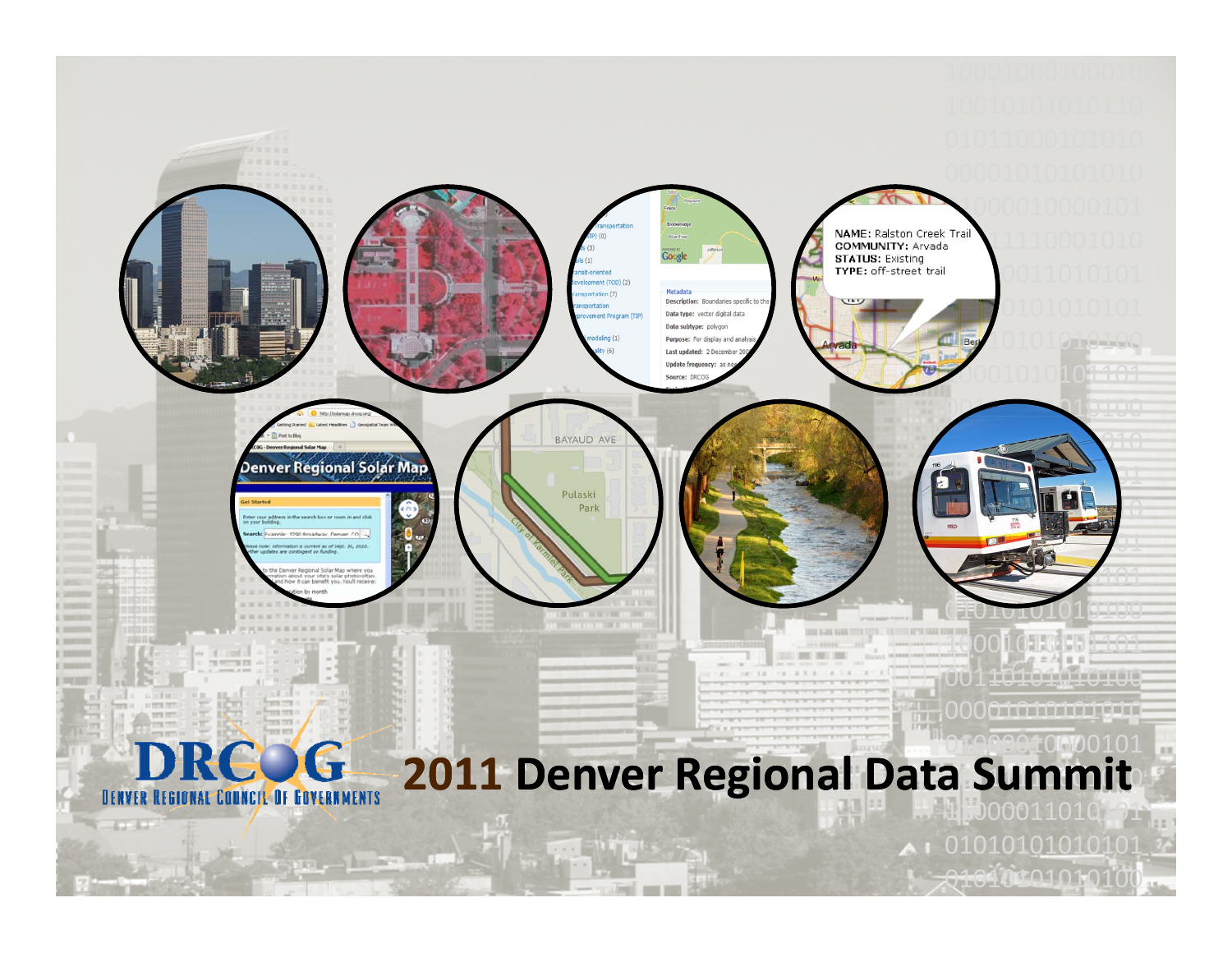DRCOG

DENVER REGIONAL COUNCIL OF GOVERNMENTS

# 2011 Denver Regional Data Summit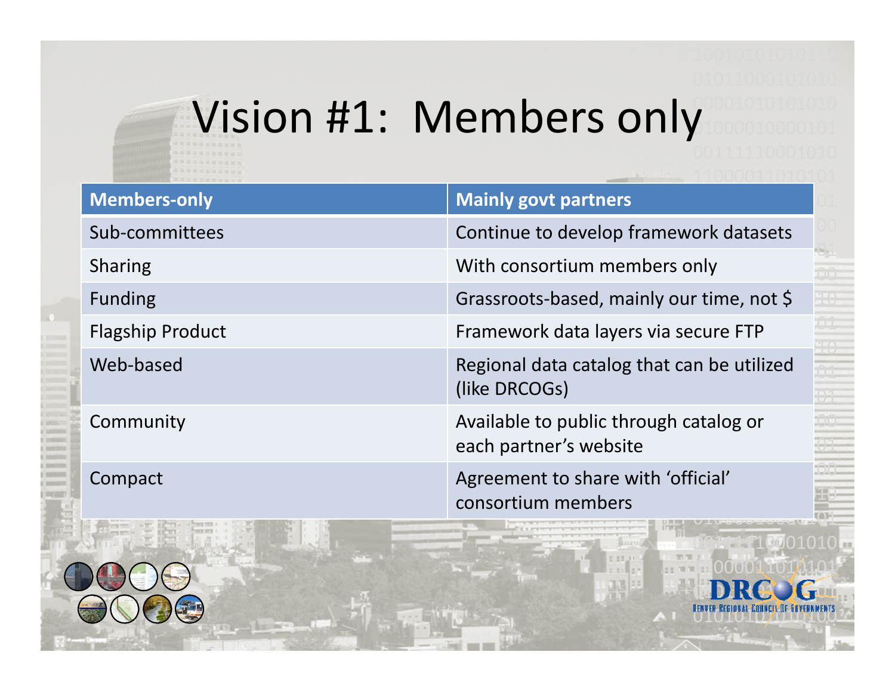# Vision #1: Members only

| Members-only | Mainly govt partners |
|---|---|
| Sub-committees | Continue to develop framework datasets |
| Sharing | With consortium members only |
| Funding | Grassroots-based, mainly our time, not $ |
| Flagship Product | Framework data layers via secure FTP |
| Web-based | Regional data catalog that can be utilized (like DRCOGs) |
| Community | Available to public through catalog or each partner's website |
| Compact | Agreement to share with 'official' consortium members |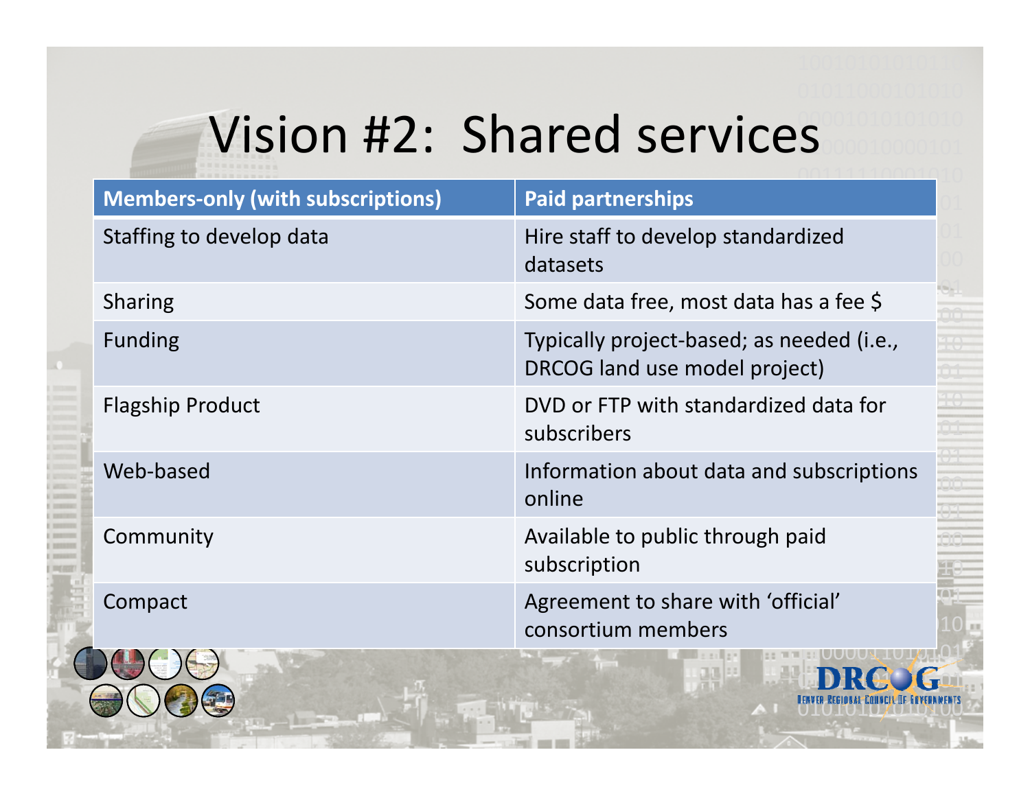# Vision #2: Shared services

| Members-only (with subscriptions) | Paid partnerships |
|---|---|
| Staffing to develop data | Hire staff to develop standardized datasets |
| Sharing | Some data free, most data has a fee $ |
| Funding | Typically project-based; as needed (i.e., DRCOG land use model project) |
| Flagship Product | DVD or FTP with standardized data for subscribers |
| Web-based | Information about data and subscriptions online |
| Community | Available to public through paid subscription |
| Compact | Agreement to share with 'official' consortium members |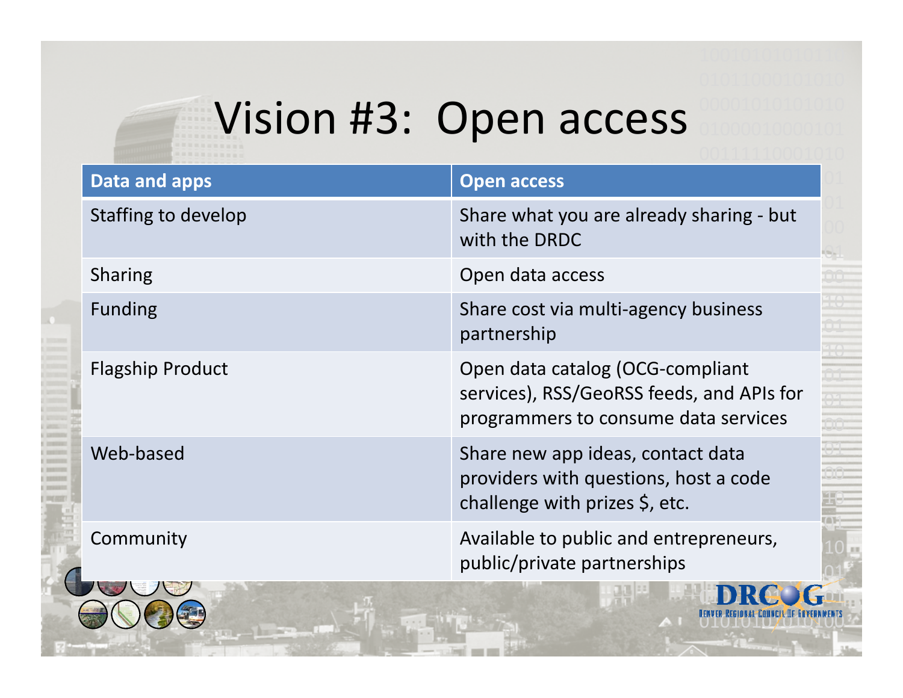# Vision #3: Open access

| Data and apps | Open access |
|---|---|
| Staffing to develop | Share what you are already sharing - but with the DRDC |
| Sharing | Open data access |
| Funding | Share cost via multi-agency business partnership |
| Flagship Product | Open data catalog (OCG-compliant services), RSS/GeoRSS feeds, and APIs for programmers to consume data services |
| Web-based | Share new app ideas, contact data providers with questions, host a code challenge with prizes $, etc. |
| Community | Available to public and entrepreneurs, public/private partnerships |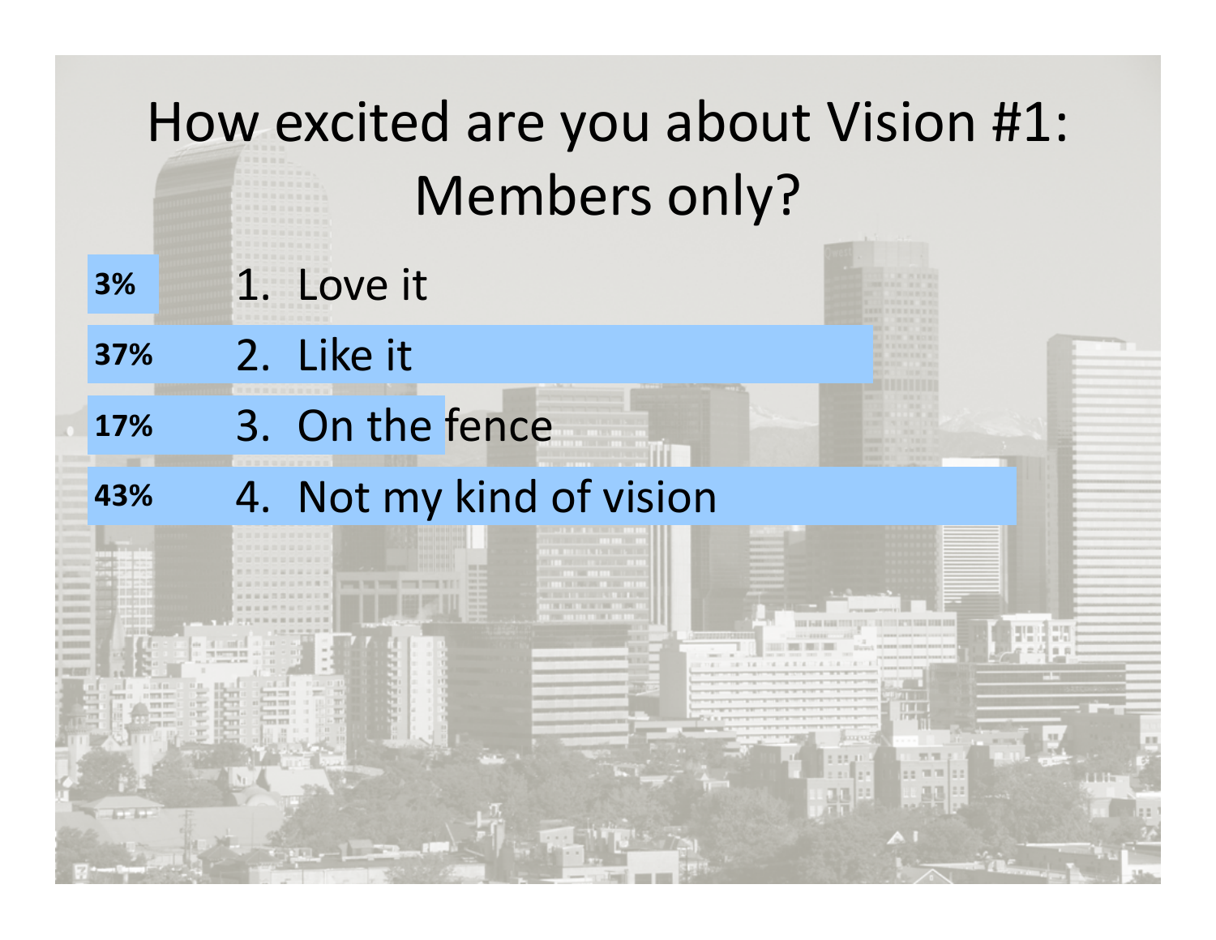# How excited are you about Vision #1: Members only?

| Response | Percentage |
|---|---|
| 1. Love it | 3% |
| 2. Like it | 37% |
| 3. On the fence | 17% |
| 4. Not my kind of vision | 43% |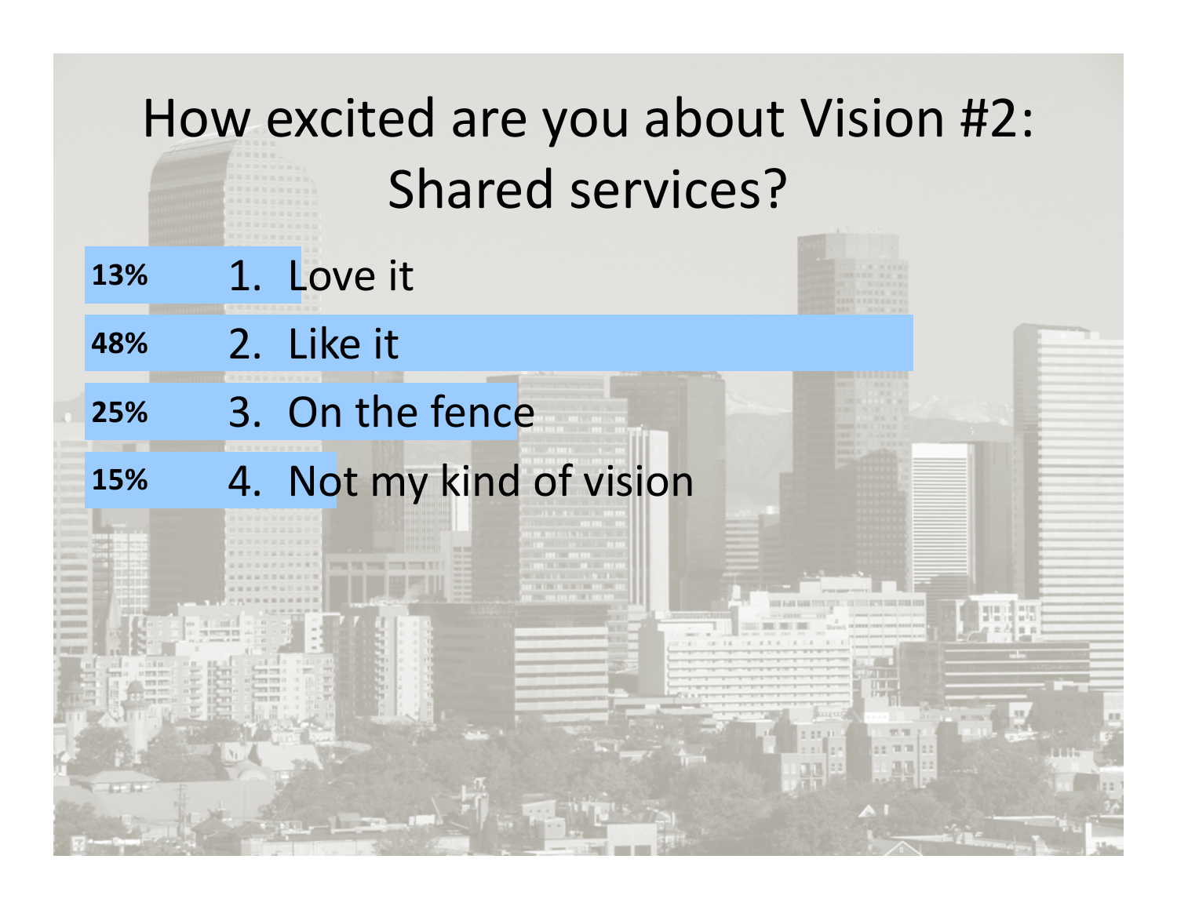# How excited are you about Vision #2: Shared services?

| % | Response |
|---|---|
| 13% | 1. Love it |
| 48% | 2. Like it |
| 25% | 3. On the fence |
| 15% | 4. Not my kind of vision |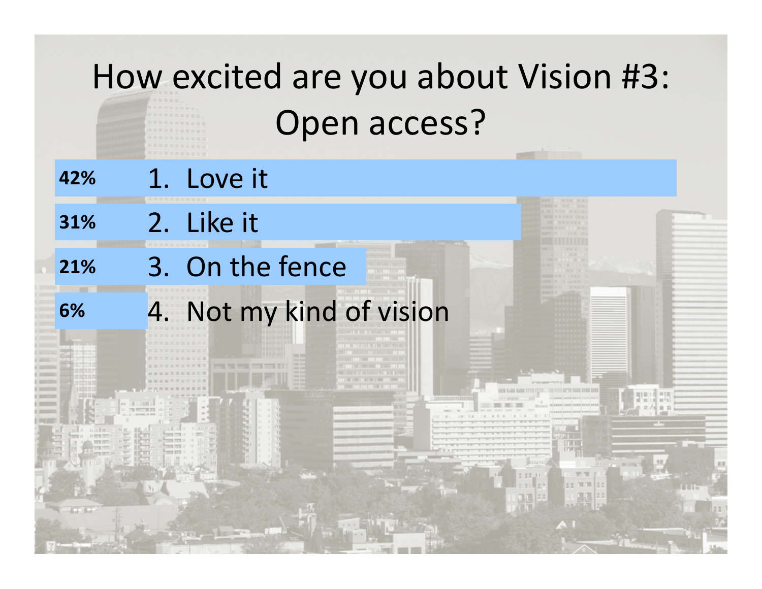# How excited are you about Vision #3: Open access?

42%

1. Love it

31%

2. Like it

21%

3. On the fence

6%

4. Not my kind of vision